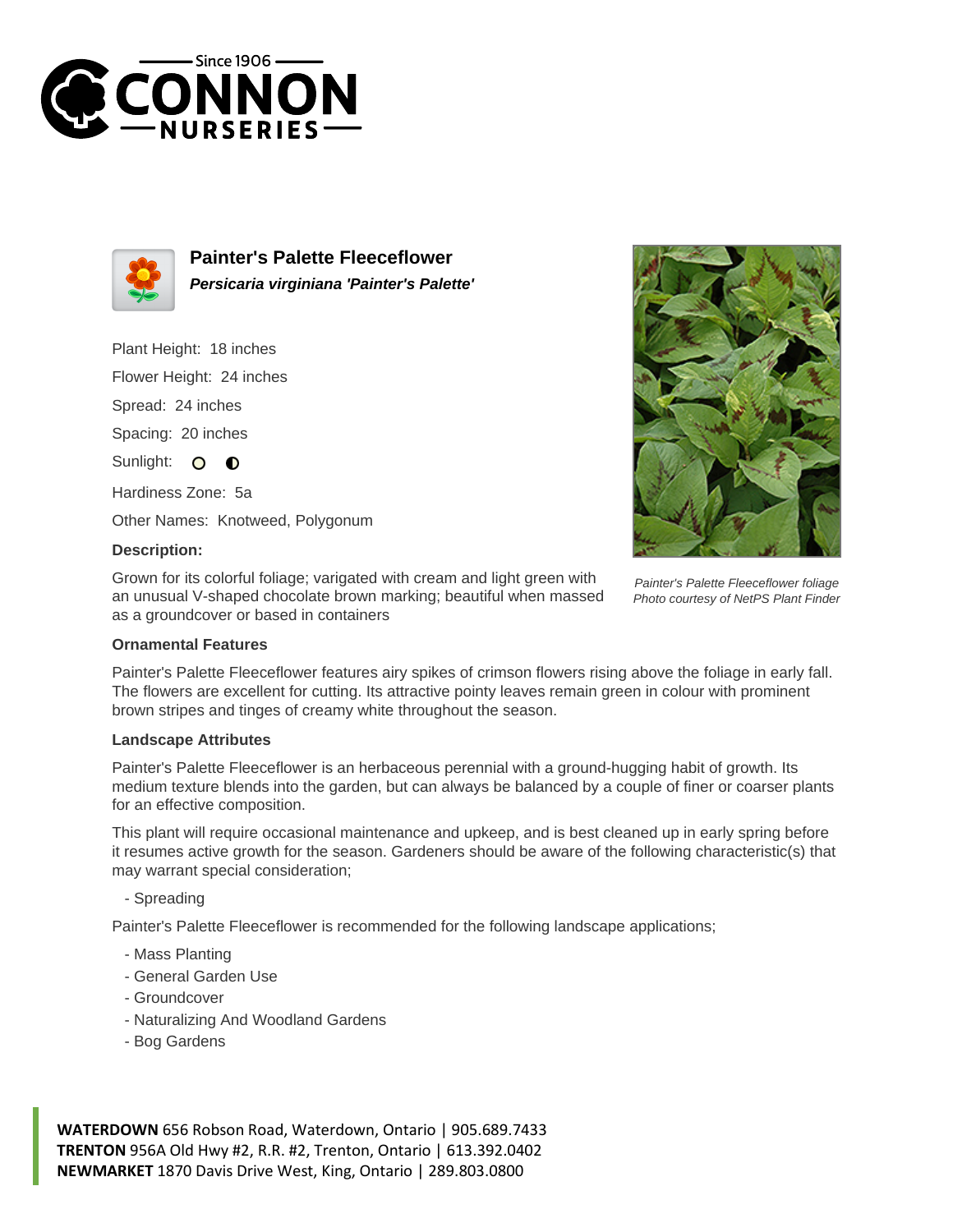# Painter's Palette Fleeceflower

***Persicaria virginiana 'Painter's Palette'***

Plant Height: 18 inches

Flower Height: 24 inches

Spread: 24 inches

Spacing: 20 inches

Sunlight:

Hardiness Zone: 5a

Other Names: Knotweed, Polygonum

**Description:**

Grown for its colorful foliage; varigated with cream and light green with an unusual V-shaped chocolate brown marking; beautiful when massed as a groundcover or based in containers

*Painter's Palette Fleeceflower foliage*
*Photo courtesy of NetPS Plant Finder*

### Ornamental Features

Painter's Palette Fleeceflower features airy spikes of crimson flowers rising above the foliage in early fall. The flowers are excellent for cutting. Its attractive pointy leaves remain green in colour with prominent brown stripes and tinges of creamy white throughout the season.

### Landscape Attributes

Painter's Palette Fleeceflower is an herbaceous perennial with a ground-hugging habit of growth. Its medium texture blends into the garden, but can always be balanced by a couple of finer or coarser plants for an effective composition.

This plant will require occasional maintenance and upkeep, and is best cleaned up in early spring before it resumes active growth for the season. Gardeners should be aware of the following characteristic(s) that may warrant special consideration;

- Spreading

Painter's Palette Fleeceflower is recommended for the following landscape applications;

- Mass Planting
- General Garden Use
- Groundcover
- Naturalizing And Woodland Gardens
- Bog Gardens

**WATERDOWN** 656 Robson Road, Waterdown, Ontario | 905.689.7433
**TRENTON** 956A Old Hwy #2, R.R. #2, Trenton, Ontario | 613.392.0402
**NEWMARKET** 1870 Davis Drive West, King, Ontario | 289.803.0800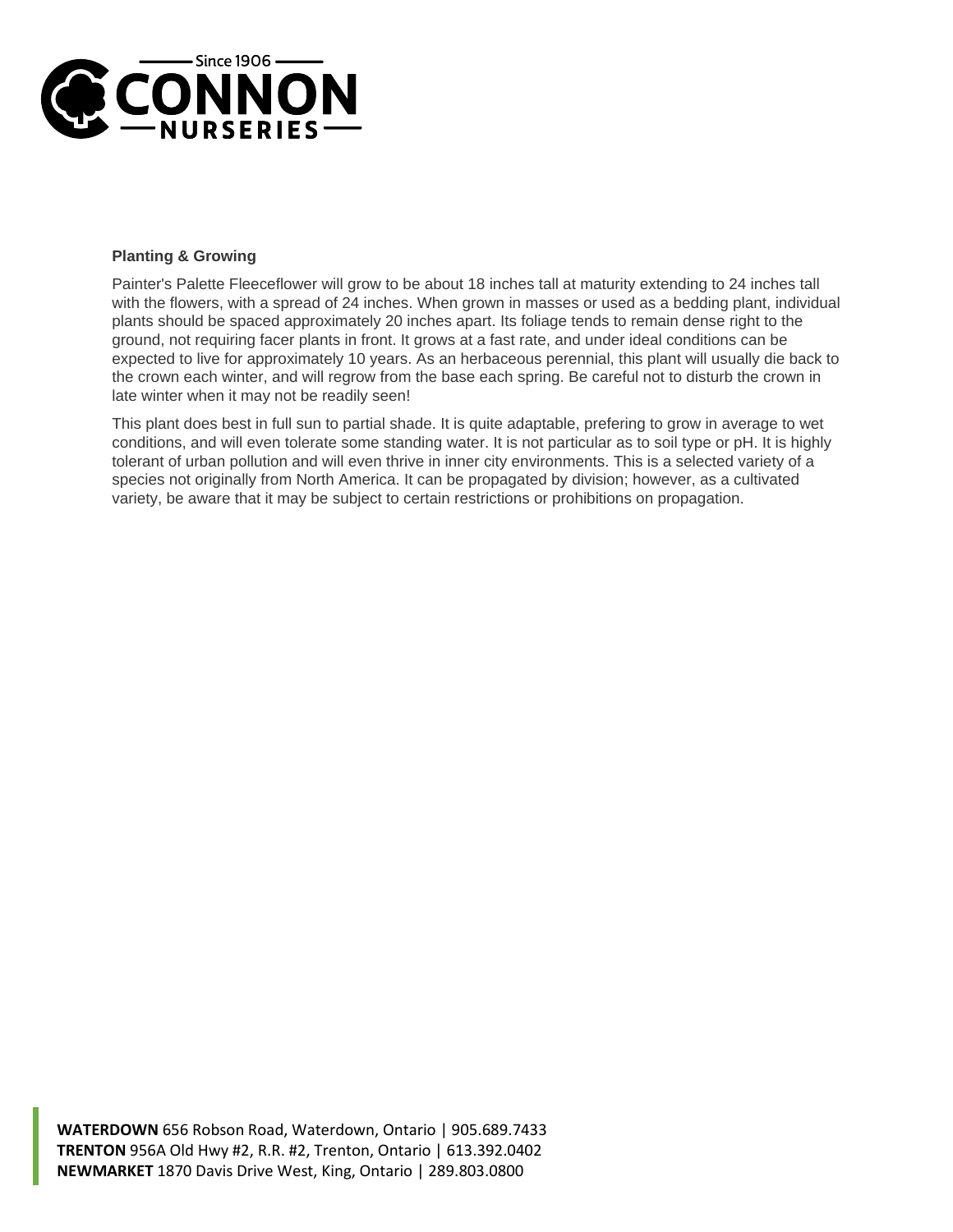### Planting & Growing

Painter's Palette Fleeceflower will grow to be about 18 inches tall at maturity extending to 24 inches tall with the flowers, with a spread of 24 inches. When grown in masses or used as a bedding plant, individual plants should be spaced approximately 20 inches apart. Its foliage tends to remain dense right to the ground, not requiring facer plants in front. It grows at a fast rate, and under ideal conditions can be expected to live for approximately 10 years. As an herbaceous perennial, this plant will usually die back to the crown each winter, and will regrow from the base each spring. Be careful not to disturb the crown in late winter when it may not be readily seen!

This plant does best in full sun to partial shade. It is quite adaptable, prefering to grow in average to wet conditions, and will even tolerate some standing water. It is not particular as to soil type or pH. It is highly tolerant of urban pollution and will even thrive in inner city environments. This is a selected variety of a species not originally from North America. It can be propagated by division; however, as a cultivated variety, be aware that it may be subject to certain restrictions or prohibitions on propagation.

**WATERDOWN** 656 Robson Road, Waterdown, Ontario | 905.689.7433
**TRENTON** 956A Old Hwy #2, R.R. #2, Trenton, Ontario | 613.392.0402
**NEWMARKET** 1870 Davis Drive West, King, Ontario | 289.803.0800